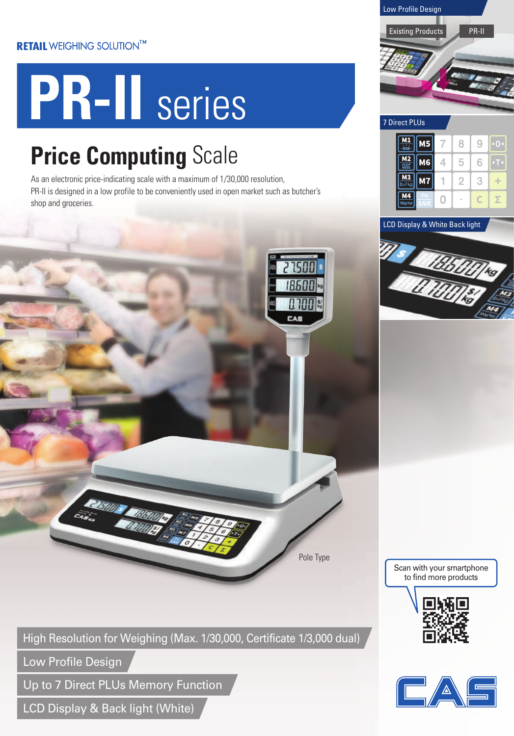RETAIL WEIGHING SOLUTION™

# PR-II series

## Price Computing Scale

As an electronic price-indicating scale with a maximum of 1/30,000 resolution, PR-II is designed in a low profile to be conveniently used in open market such as butcher's shop and groceries.

Pole Type

- High Resolution for Weighing (Max. 1/30,000, Certificate 1/3,000 dual)
- Low Profile Design
- Up to 7 Direct PLUs Memory Function
- LCD Display & Back light (White)

### Low Profile Design

Existing Products | PR-II

### 7 Direct PLUs

### LCD Display & White Back light

Scan with your smartphone to find more products

CAS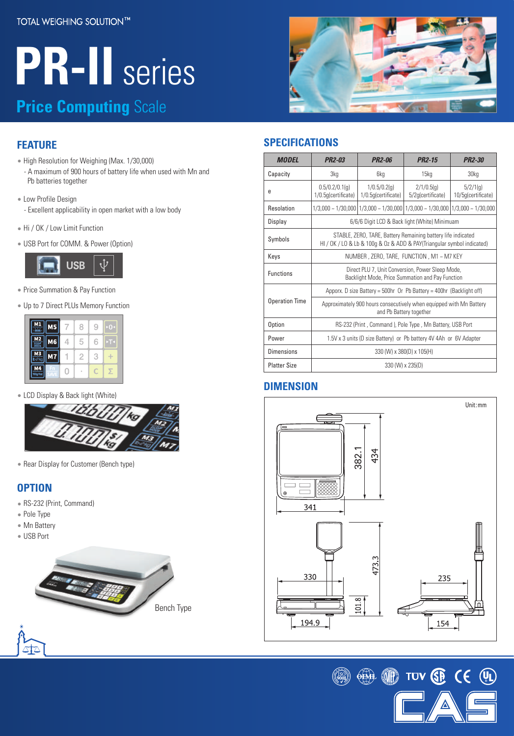TOTAL WEIGHING SOLUTION™

# PR-II series

## Price Computing Scale

## FEATURE

- High Resolution for Weighing (Max. 1/30,000)
  - A maximum of 900 hours of battery life when used with Mn and Pb batteries together
- Low Profile Design
  - Excellent applicability in open market with a low body
- Hi / OK / Low Limit Function
- USB Port for COMM. & Power (Option)
- Price Summation & Pay Function
- Up to 7 Direct PLUs Memory Function
- LCD Display & Back light (White)
- Rear Display for Customer (Bench type)

## OPTION

- RS-232 (Print, Command)
- Pole Type
- Mn Battery
- USB Port

Bench Type

## SPECIFICATIONS

| MODEL | PR2-03 | PR2-06 | PR2-15 | PR2-30 |
|---|---|---|---|---|
| Capacity | 3kg | 6kg | 15kg | 30kg |
| e | 0.5/0.2/0.1(g) 1/0.5g(certificate) | 1/0.5/0.2(g) 1/0.5g(certificate) | 2/1/0.5(g) 5/2g(certificate) | 5/2/1(g) 10/5g(certificate) |
| Resolation | 1/3,000 – 1/30,000 | 1/3,000 – 1/30,000 | 1/3,000 – 1/30,000 | 1/3,000 – 1/30,000 |
| Display | 6/6/6 Digit LCD & Back light (White) Minimuam | | | |
| Symbols | STABLE, ZERO, TARE, Battery Remaining battery life indicated HI / OK / LO & Lb & 100g & Oz & ADD & PAY(Triangular symbol indicated) | | | |
| Keys | NUMBER , ZERO, TARE, FUNCTION , M1 – M7 KEY | | | |
| Functions | Direct PLU 7, Unit Conversion, Power Sleep Mode, Backlight Mode, Price Summation and Pay Function | | | |
| Operation Time | Apporx. D size Battery = 500hr Or Pb Battery = 400hr (Backlight off) | | | |
| | Approximately 900 hours consecutively when equipped with Mn Battery and Pb Battery together | | | |
| Option | RS-232 (Print , Command ), Pole Type , Mn Battery, USB Port | | | |
| Power | 1.5V x 3 units (D size Battery) or Pb battery 4V 4Ah or 6V Adapter | | | |
| Dimensions | 330 (W) x 380(D) x 105(H) | | | |
| Platter Size | 330 (W) x 235(D) | | | |

## DIMENSION

Unit:mm

341
382.1
434
330
473.3
101.8
194.9
235
154

TÜV CE CAS